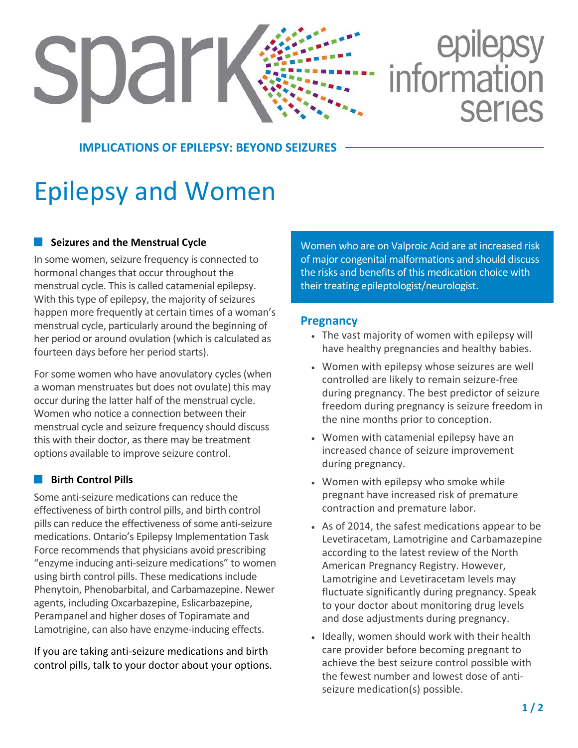spark epilepsy information series

**IMPLICATIONS OF EPILEPSY: BEYOND SEIZURES**

# Epilepsy and Women

### Seizures and the Menstrual Cycle

In some women, seizure frequency is connected to hormonal changes that occur throughout the menstrual cycle. This is called catamenial epilepsy. With this type of epilepsy, the majority of seizures happen more frequently at certain times of a woman's menstrual cycle, particularly around the beginning of her period or around ovulation (which is calculated as fourteen days before her period starts).

For some women who have anovulatory cycles (when a woman menstruates but does not ovulate) this may occur during the latter half of the menstrual cycle. Women who notice a connection between their menstrual cycle and seizure frequency should discuss this with their doctor, as there may be treatment options available to improve seizure control.

### Birth Control Pills

Some anti-seizure medications can reduce the effectiveness of birth control pills, and birth control pills can reduce the effectiveness of some anti-seizure medications. Ontario's Epilepsy Implementation Task Force recommends that physicians avoid prescribing "enzyme inducing anti-seizure medications" to women using birth control pills. These medications include Phenytoin, Phenobarbital, and Carbamazepine. Newer agents, including Oxcarbazepine, Eslicarbazepine, Perampanel and higher doses of Topiramate and Lamotrigine, can also have enzyme-inducing effects.

If you are taking anti-seizure medications and birth control pills, talk to your doctor about your options.

Women who are on Valproic Acid are at increased risk of major congenital malformations and should discuss the risks and benefits of this medication choice with their treating epileptologist/neurologist.

## Pregnancy

- The vast majority of women with epilepsy will have healthy pregnancies and healthy babies.
- Women with epilepsy whose seizures are well controlled are likely to remain seizure-free during pregnancy. The best predictor of seizure freedom during pregnancy is seizure freedom in the nine months prior to conception.
- Women with catamenial epilepsy have an increased chance of seizure improvement during pregnancy.
- Women with epilepsy who smoke while pregnant have increased risk of premature contraction and premature labor.
- As of 2014, the safest medications appear to be Levetiracetam, Lamotrigine and Carbamazepine according to the latest review of the North American Pregnancy Registry. However, Lamotrigine and Levetiracetam levels may fluctuate significantly during pregnancy. Speak to your doctor about monitoring drug levels and dose adjustments during pregnancy.
- Ideally, women should work with their health care provider before becoming pregnant to achieve the best seizure control possible with the fewest number and lowest dose of anti-seizure medication(s) possible.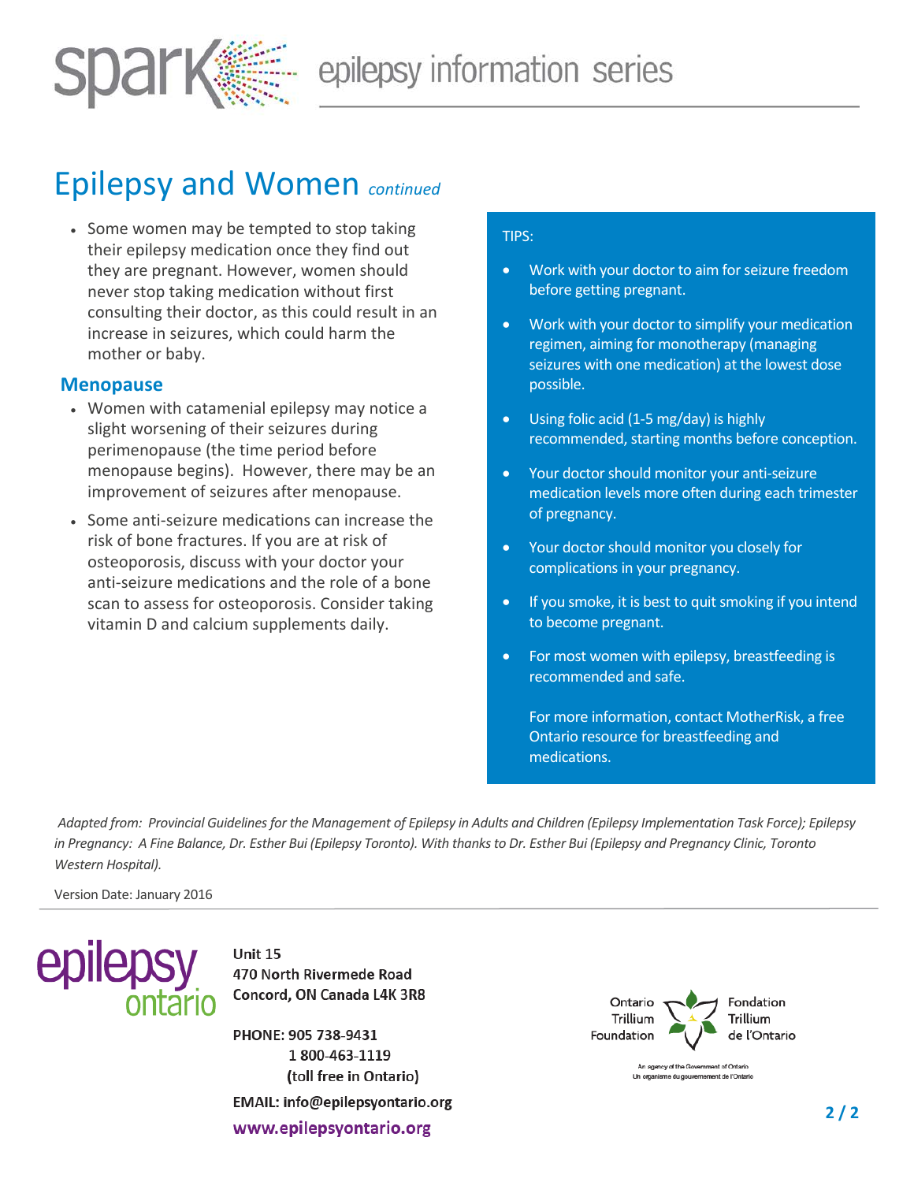# Epilepsy and Women *continued*

- Some women may be tempted to stop taking their epilepsy medication once they find out they are pregnant. However, women should never stop taking medication without first consulting their doctor, as this could result in an increase in seizures, which could harm the mother or baby.

## Menopause

- Women with catamenial epilepsy may notice a slight worsening of their seizures during perimenopause (the time period before menopause begins). However, there may be an improvement of seizures after menopause.
- Some anti-seizure medications can increase the risk of bone fractures. If you are at risk of osteoporosis, discuss with your doctor your anti-seizure medications and the role of a bone scan to assess for osteoporosis. Consider taking vitamin D and calcium supplements daily.

TIPS:

- Work with your doctor to aim for seizure freedom before getting pregnant.
- Work with your doctor to simplify your medication regimen, aiming for monotherapy (managing seizures with one medication) at the lowest dose possible.
- Using folic acid (1-5 mg/day) is highly recommended, starting months before conception.
- Your doctor should monitor your anti-seizure medication levels more often during each trimester of pregnancy.
- Your doctor should monitor you closely for complications in your pregnancy.
- If you smoke, it is best to quit smoking if you intend to become pregnant.
- For most women with epilepsy, breastfeeding is recommended and safe.

  For more information, contact MotherRisk, a free Ontario resource for breastfeeding and medications.

*Adapted from: Provincial Guidelines for the Management of Epilepsy in Adults and Children (Epilepsy Implementation Task Force); Epilepsy in Pregnancy: A Fine Balance, Dr. Esther Bui (Epilepsy Toronto). With thanks to Dr. Esther Bui (Epilepsy and Pregnancy Clinic, Toronto Western Hospital).*

Version Date: January 2016

**epilepsy ontario**

**Unit 15**
**470 North Rivermede Road**
**Concord, ON Canada L4K 3R8**

**PHONE: 905 738-9431**
**1 800-463-1119**
**(toll free in Ontario)**

**EMAIL: info@epilepsyontario.org**
**www.epilepsyontario.org**

Ontario Trillium Foundation / Fondation Trillium de l'Ontario

An agency of the Government of Ontario
Un organisme du gouvernement de l'Ontario